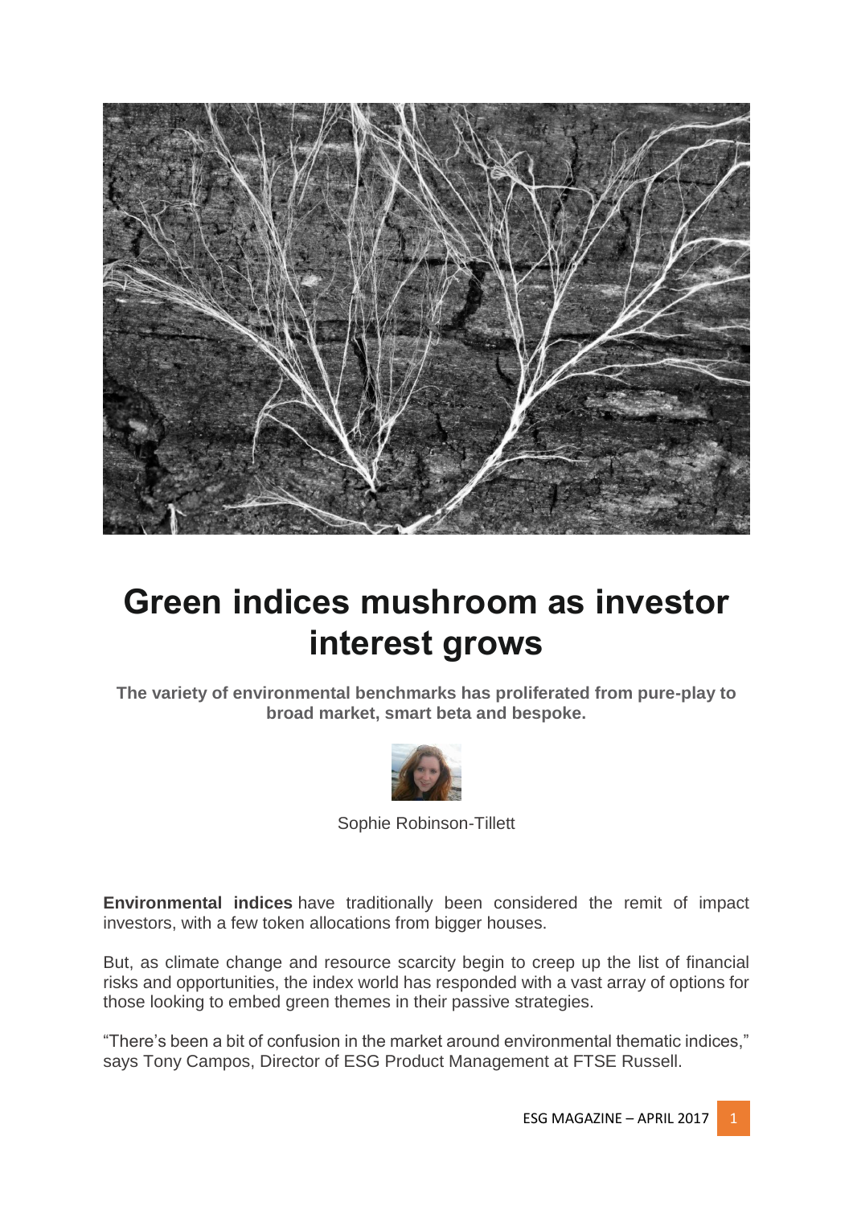# Green indices mushroom as investor interest grows

**The variety of environmental benchmarks has proliferated from pure-play to broad market, smart beta and bespoke.**

Sophie Robinson-Tillett

**Environmental indices** have traditionally been considered the remit of impact investors, with a few token allocations from bigger houses.

But, as climate change and resource scarcity begin to creep up the list of financial risks and opportunities, the index world has responded with a vast array of options for those looking to embed green themes in their passive strategies.

"There's been a bit of confusion in the market around environmental thematic indices," says Tony Campos, Director of ESG Product Management at FTSE Russell.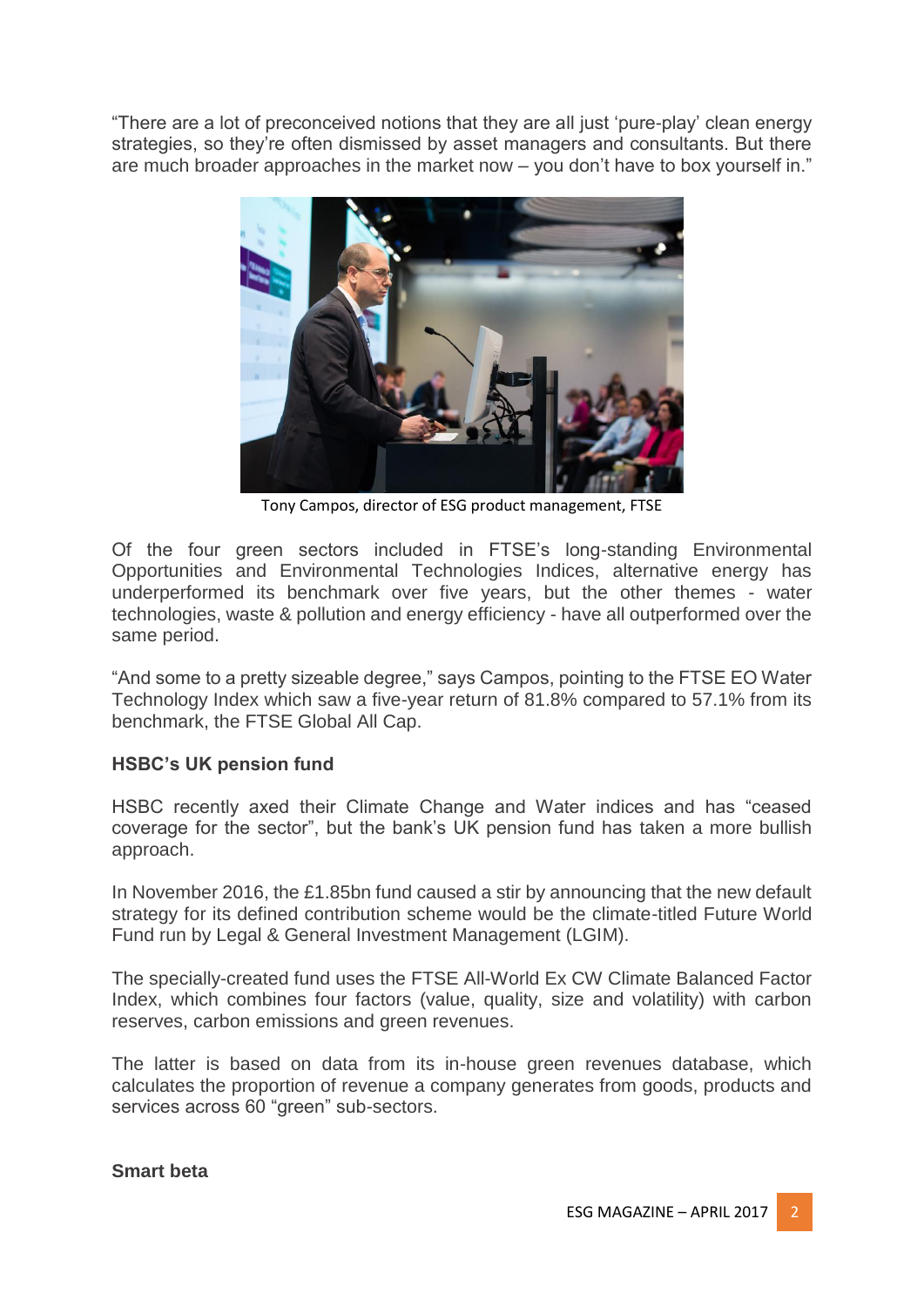"There are a lot of preconceived notions that they are all just 'pure-play' clean energy strategies, so they're often dismissed by asset managers and consultants. But there are much broader approaches in the market now – you don't have to box yourself in."

Tony Campos, director of ESG product management, FTSE

Of the four green sectors included in FTSE's long-standing Environmental Opportunities and Environmental Technologies Indices, alternative energy has underperformed its benchmark over five years, but the other themes - water technologies, waste & pollution and energy efficiency - have all outperformed over the same period.

"And some to a pretty sizeable degree," says Campos, pointing to the FTSE EO Water Technology Index which saw a five-year return of 81.8% compared to 57.1% from its benchmark, the FTSE Global All Cap.

**HSBC's UK pension fund**

HSBC recently axed their Climate Change and Water indices and has "ceased coverage for the sector", but the bank's UK pension fund has taken a more bullish approach.

In November 2016, the £1.85bn fund caused a stir by announcing that the new default strategy for its defined contribution scheme would be the climate-titled Future World Fund run by Legal & General Investment Management (LGIM).

The specially-created fund uses the FTSE All-World Ex CW Climate Balanced Factor Index, which combines four factors (value, quality, size and volatility) with carbon reserves, carbon emissions and green revenues.

The latter is based on data from its in-house green revenues database, which calculates the proportion of revenue a company generates from goods, products and services across 60 "green" sub-sectors.

**Smart beta**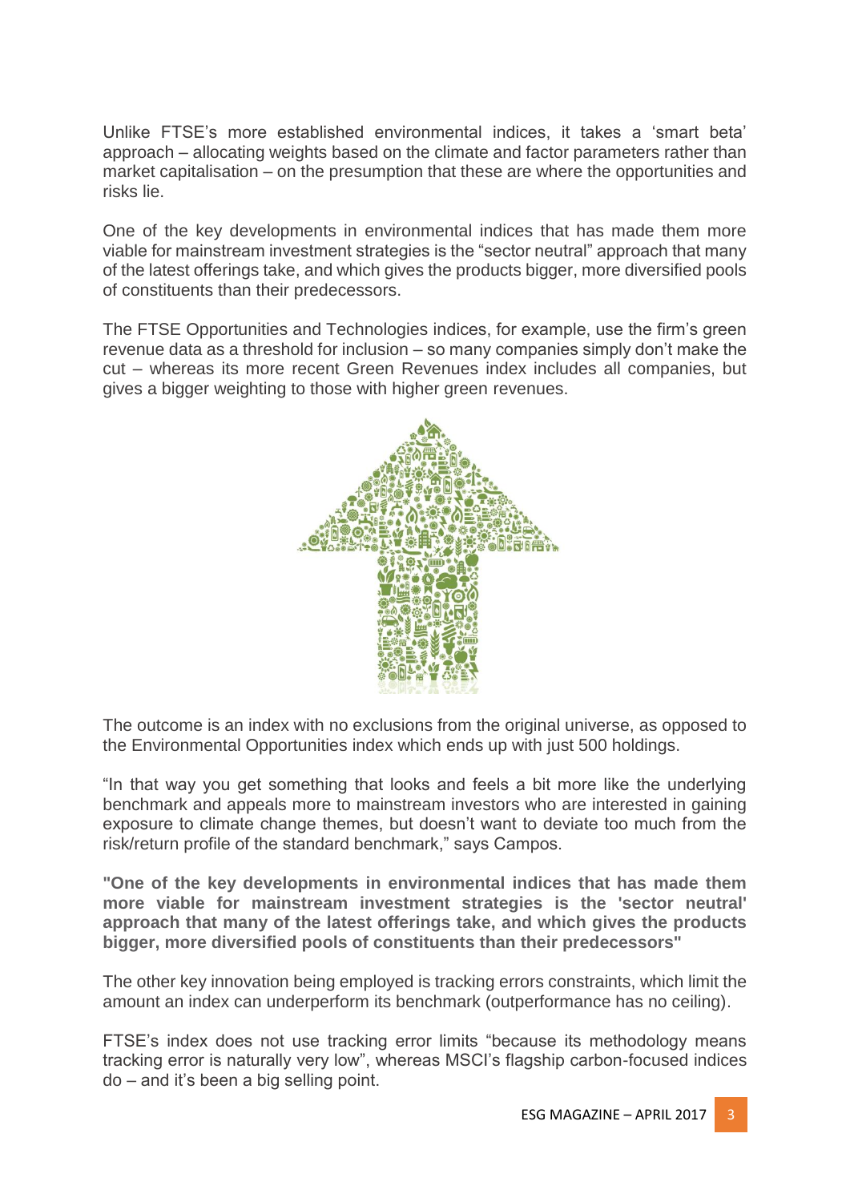Unlike FTSE's more established environmental indices, it takes a 'smart beta' approach – allocating weights based on the climate and factor parameters rather than market capitalisation – on the presumption that these are where the opportunities and risks lie.

One of the key developments in environmental indices that has made them more viable for mainstream investment strategies is the "sector neutral" approach that many of the latest offerings take, and which gives the products bigger, more diversified pools of constituents than their predecessors.

The FTSE Opportunities and Technologies indices, for example, use the firm's green revenue data as a threshold for inclusion – so many companies simply don't make the cut – whereas its more recent Green Revenues index includes all companies, but gives a bigger weighting to those with higher green revenues.

The outcome is an index with no exclusions from the original universe, as opposed to the Environmental Opportunities index which ends up with just 500 holdings.

"In that way you get something that looks and feels a bit more like the underlying benchmark and appeals more to mainstream investors who are interested in gaining exposure to climate change themes, but doesn't want to deviate too much from the risk/return profile of the standard benchmark," says Campos.

**"One of the key developments in environmental indices that has made them more viable for mainstream investment strategies is the 'sector neutral' approach that many of the latest offerings take, and which gives the products bigger, more diversified pools of constituents than their predecessors"**

The other key innovation being employed is tracking errors constraints, which limit the amount an index can underperform its benchmark (outperformance has no ceiling).

FTSE's index does not use tracking error limits "because its methodology means tracking error is naturally very low", whereas MSCI's flagship carbon-focused indices do – and it's been a big selling point.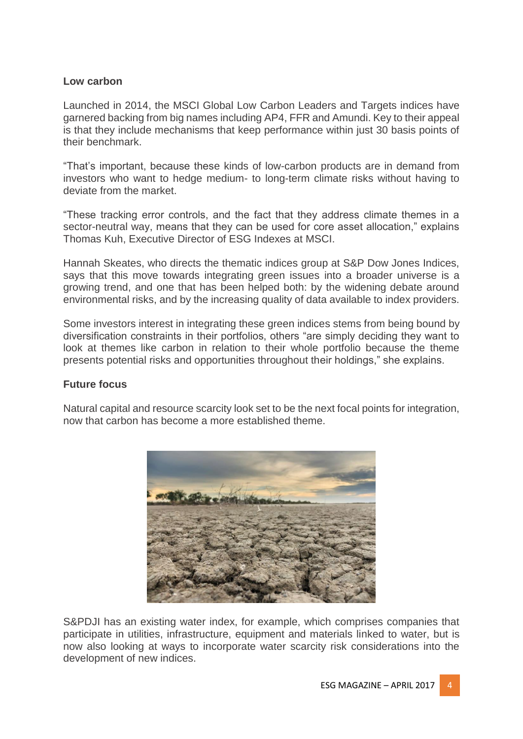### Low carbon

Launched in 2014, the MSCI Global Low Carbon Leaders and Targets indices have garnered backing from big names including AP4, FFR and Amundi. Key to their appeal is that they include mechanisms that keep performance within just 30 basis points of their benchmark.

“That’s important, because these kinds of low-carbon products are in demand from investors who want to hedge medium- to long-term climate risks without having to deviate from the market.

“These tracking error controls, and the fact that they address climate themes in a sector-neutral way, means that they can be used for core asset allocation,” explains Thomas Kuh, Executive Director of ESG Indexes at MSCI.

Hannah Skeates, who directs the thematic indices group at S&P Dow Jones Indices, says that this move towards integrating green issues into a broader universe is a growing trend, and one that has been helped both: by the widening debate around environmental risks, and by the increasing quality of data available to index providers.

Some investors interest in integrating these green indices stems from being bound by diversification constraints in their portfolios, others “are simply deciding they want to look at themes like carbon in relation to their whole portfolio because the theme presents potential risks and opportunities throughout their holdings,” she explains.

### Future focus

Natural capital and resource scarcity look set to be the next focal points for integration, now that carbon has become a more established theme.

S&PDJI has an existing water index, for example, which comprises companies that participate in utilities, infrastructure, equipment and materials linked to water, but is now also looking at ways to incorporate water scarcity risk considerations into the development of new indices.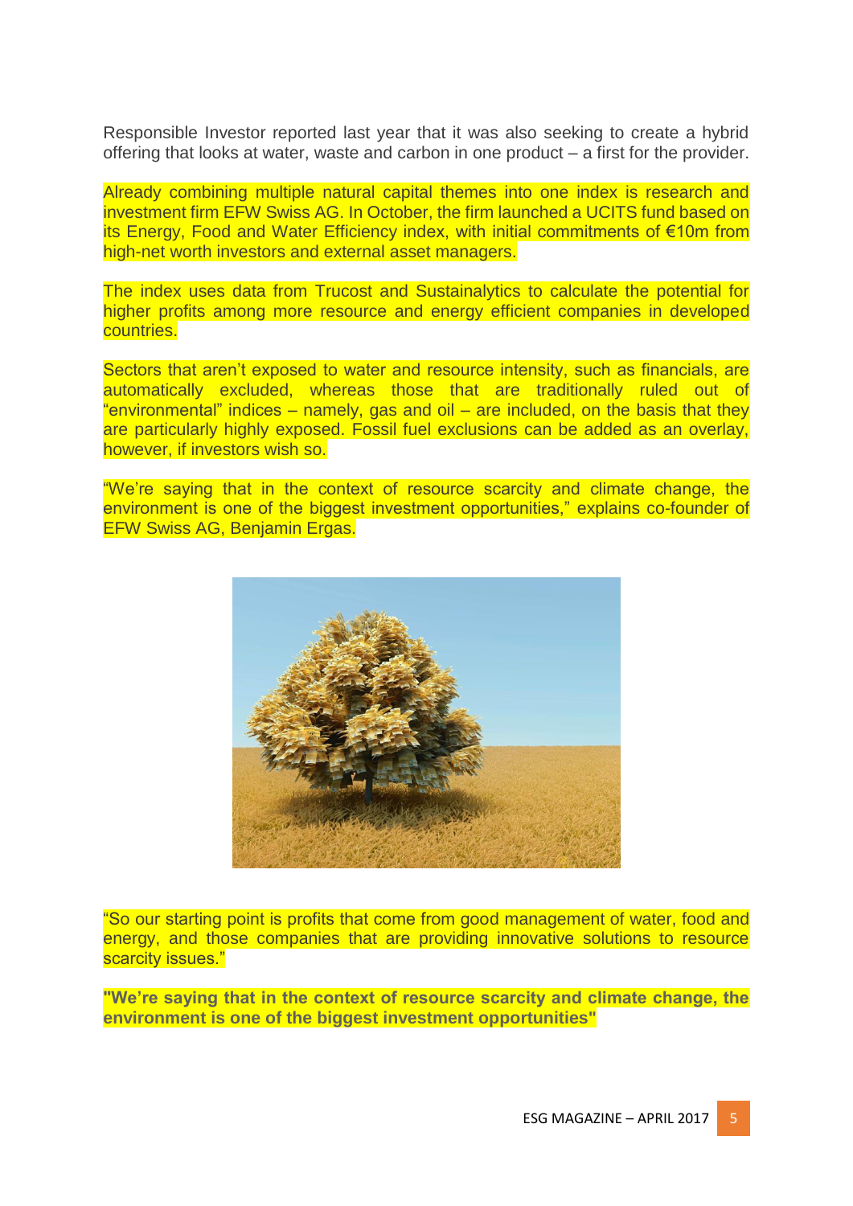Responsible Investor reported last year that it was also seeking to create a hybrid offering that looks at water, waste and carbon in one product – a first for the provider.

Already combining multiple natural capital themes into one index is research and investment firm EFW Swiss AG. In October, the firm launched a UCITS fund based on its Energy, Food and Water Efficiency index, with initial commitments of €10m from high-net worth investors and external asset managers.

The index uses data from Trucost and Sustainalytics to calculate the potential for higher profits among more resource and energy efficient companies in developed countries.

Sectors that aren't exposed to water and resource intensity, such as financials, are automatically excluded, whereas those that are traditionally ruled out of "environmental" indices – namely, gas and oil – are included, on the basis that they are particularly highly exposed. Fossil fuel exclusions can be added as an overlay, however, if investors wish so.

"We're saying that in the context of resource scarcity and climate change, the environment is one of the biggest investment opportunities," explains co-founder of EFW Swiss AG, Benjamin Ergas.

"So our starting point is profits that come from good management of water, food and energy, and those companies that are providing innovative solutions to resource scarcity issues."

**"We're saying that in the context of resource scarcity and climate change, the environment is one of the biggest investment opportunities"**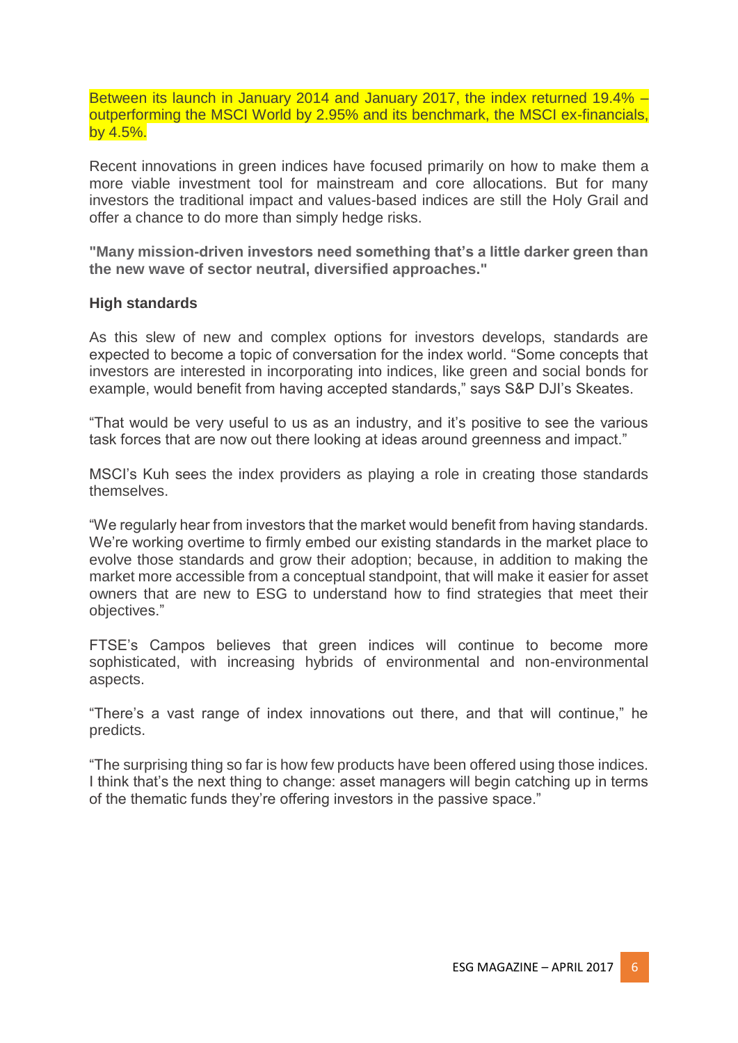Between its launch in January 2014 and January 2017, the index returned 19.4% – outperforming the MSCI World by 2.95% and its benchmark, the MSCI ex-financials, by 4.5%.

Recent innovations in green indices have focused primarily on how to make them a more viable investment tool for mainstream and core allocations. But for many investors the traditional impact and values-based indices are still the Holy Grail and offer a chance to do more than simply hedge risks.

**"Many mission-driven investors need something that's a little darker green than the new wave of sector neutral, diversified approaches."**

### High standards

As this slew of new and complex options for investors develops, standards are expected to become a topic of conversation for the index world. "Some concepts that investors are interested in incorporating into indices, like green and social bonds for example, would benefit from having accepted standards," says S&P DJI's Skeates.

"That would be very useful to us as an industry, and it's positive to see the various task forces that are now out there looking at ideas around greenness and impact."

MSCI's Kuh sees the index providers as playing a role in creating those standards themselves.

"We regularly hear from investors that the market would benefit from having standards. We're working overtime to firmly embed our existing standards in the market place to evolve those standards and grow their adoption; because, in addition to making the market more accessible from a conceptual standpoint, that will make it easier for asset owners that are new to ESG to understand how to find strategies that meet their objectives."

FTSE's Campos believes that green indices will continue to become more sophisticated, with increasing hybrids of environmental and non-environmental aspects.

"There's a vast range of index innovations out there, and that will continue," he predicts.

"The surprising thing so far is how few products have been offered using those indices. I think that's the next thing to change: asset managers will begin catching up in terms of the thematic funds they're offering investors in the passive space."